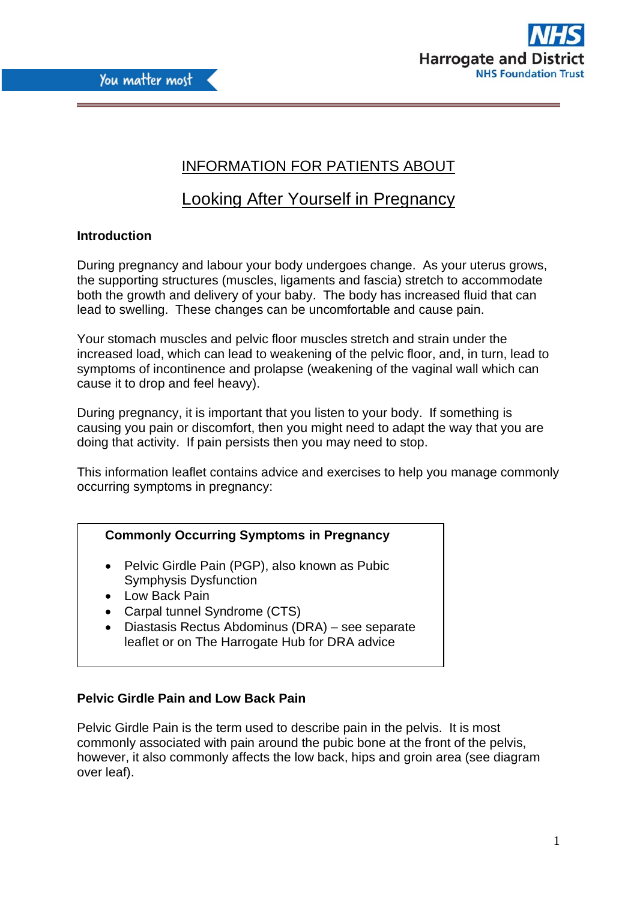INFORMATION FOR PATIENTS ABOUT

# Looking After Yourself in Pregnancy

## Introduction

During pregnancy and labour your body undergoes change. As your uterus grows, the supporting structures (muscles, ligaments and fascia) stretch to accommodate both the growth and delivery of your baby. The body has increased fluid that can lead to swelling. These changes can be uncomfortable and cause pain.

Your stomach muscles and pelvic floor muscles stretch and strain under the increased load, which can lead to weakening of the pelvic floor, and, in turn, lead to symptoms of incontinence and prolapse (weakening of the vaginal wall which can cause it to drop and feel heavy).

During pregnancy, it is important that you listen to your body. If something is causing you pain or discomfort, then you might need to adapt the way that you are doing that activity. If pain persists then you may need to stop.

This information leaflet contains advice and exercises to help you manage commonly occurring symptoms in pregnancy:

**Commonly Occurring Symptoms in Pregnancy**

- Pelvic Girdle Pain (PGP), also known as Pubic Symphysis Dysfunction
- Low Back Pain
- Carpal tunnel Syndrome (CTS)
- Diastasis Rectus Abdominus (DRA) – see separate leaflet or on The Harrogate Hub for DRA advice

## Pelvic Girdle Pain and Low Back Pain

Pelvic Girdle Pain is the term used to describe pain in the pelvis. It is most commonly associated with pain around the pubic bone at the front of the pelvis, however, it also commonly affects the low back, hips and groin area (see diagram over leaf).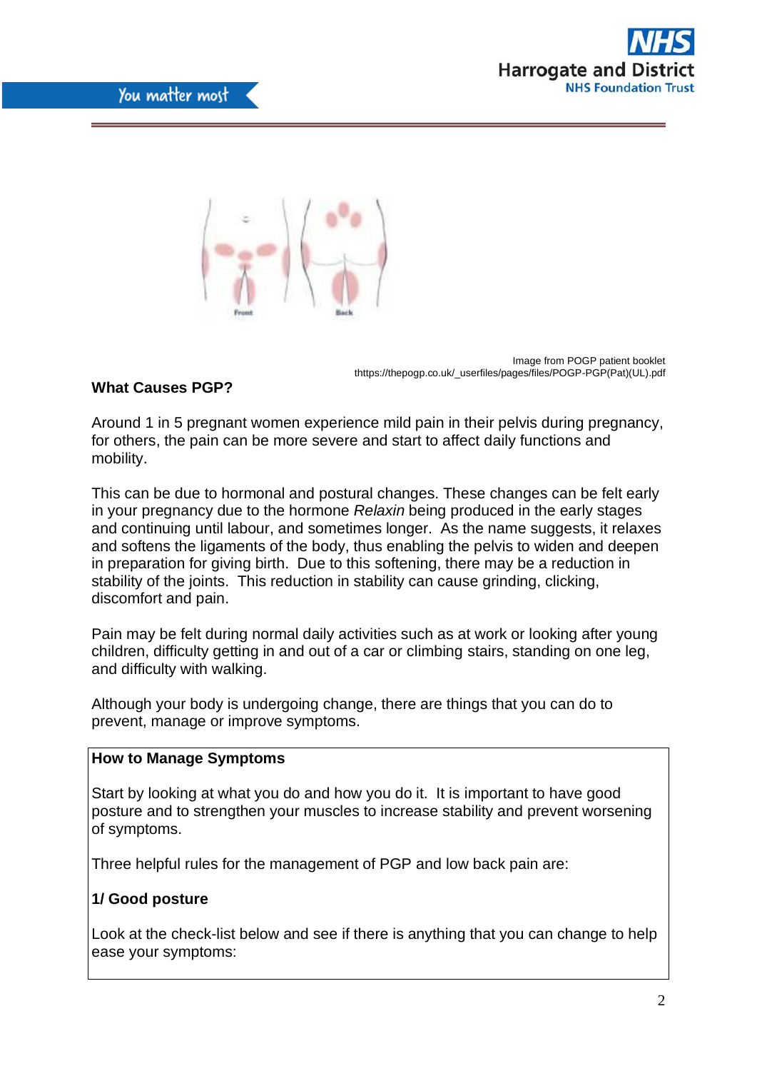Image from POGP patient booklet
thttps://thepogp.co.uk/_userfiles/pages/files/POGP-PGP(Pat)(UL).pdf

## What Causes PGP?

Around 1 in 5 pregnant women experience mild pain in their pelvis during pregnancy, for others, the pain can be more severe and start to affect daily functions and mobility.

This can be due to hormonal and postural changes. These changes can be felt early in your pregnancy due to the hormone *Relaxin* being produced in the early stages and continuing until labour, and sometimes longer. As the name suggests, it relaxes and softens the ligaments of the body, thus enabling the pelvis to widen and deepen in preparation for giving birth. Due to this softening, there may be a reduction in stability of the joints. This reduction in stability can cause grinding, clicking, discomfort and pain.

Pain may be felt during normal daily activities such as at work or looking after young children, difficulty getting in and out of a car or climbing stairs, standing on one leg, and difficulty with walking.

Although your body is undergoing change, there are things that you can do to prevent, manage or improve symptoms.

## How to Manage Symptoms

Start by looking at what you do and how you do it. It is important to have good posture and to strengthen your muscles to increase stability and prevent worsening of symptoms.

Three helpful rules for the management of PGP and low back pain are:

### 1/ Good posture

Look at the check-list below and see if there is anything that you can change to help ease your symptoms: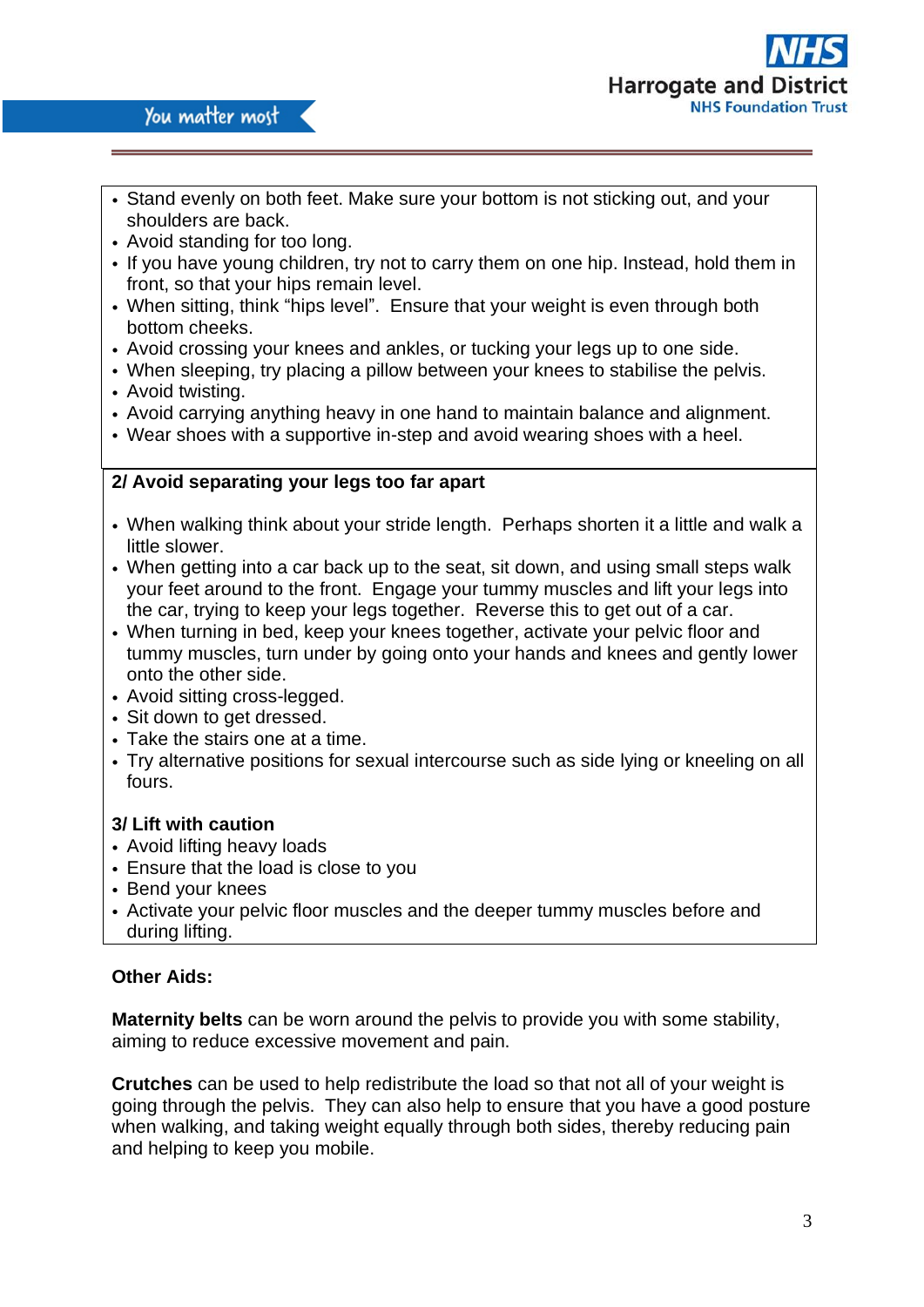- Stand evenly on both feet. Make sure your bottom is not sticking out, and your shoulders are back.
- Avoid standing for too long.
- If you have young children, try not to carry them on one hip. Instead, hold them in front, so that your hips remain level.
- When sitting, think “hips level”. Ensure that your weight is even through both bottom cheeks.
- Avoid crossing your knees and ankles, or tucking your legs up to one side.
- When sleeping, try placing a pillow between your knees to stabilise the pelvis.
- Avoid twisting.
- Avoid carrying anything heavy in one hand to maintain balance and alignment.
- Wear shoes with a supportive in-step and avoid wearing shoes with a heel.

**2/ Avoid separating your legs too far apart**

- When walking think about your stride length. Perhaps shorten it a little and walk a little slower.
- When getting into a car back up to the seat, sit down, and using small steps walk your feet around to the front. Engage your tummy muscles and lift your legs into the car, trying to keep your legs together. Reverse this to get out of a car.
- When turning in bed, keep your knees together, activate your pelvic floor and tummy muscles, turn under by going onto your hands and knees and gently lower onto the other side.
- Avoid sitting cross-legged.
- Sit down to get dressed.
- Take the stairs one at a time.
- Try alternative positions for sexual intercourse such as side lying or kneeling on all fours.

**3/ Lift with caution**

- Avoid lifting heavy loads
- Ensure that the load is close to you
- Bend your knees
- Activate your pelvic floor muscles and the deeper tummy muscles before and during lifting.

**Other Aids:**

**Maternity belts** can be worn around the pelvis to provide you with some stability, aiming to reduce excessive movement and pain.

**Crutches** can be used to help redistribute the load so that not all of your weight is going through the pelvis. They can also help to ensure that you have a good posture when walking, and taking weight equally through both sides, thereby reducing pain and helping to keep you mobile.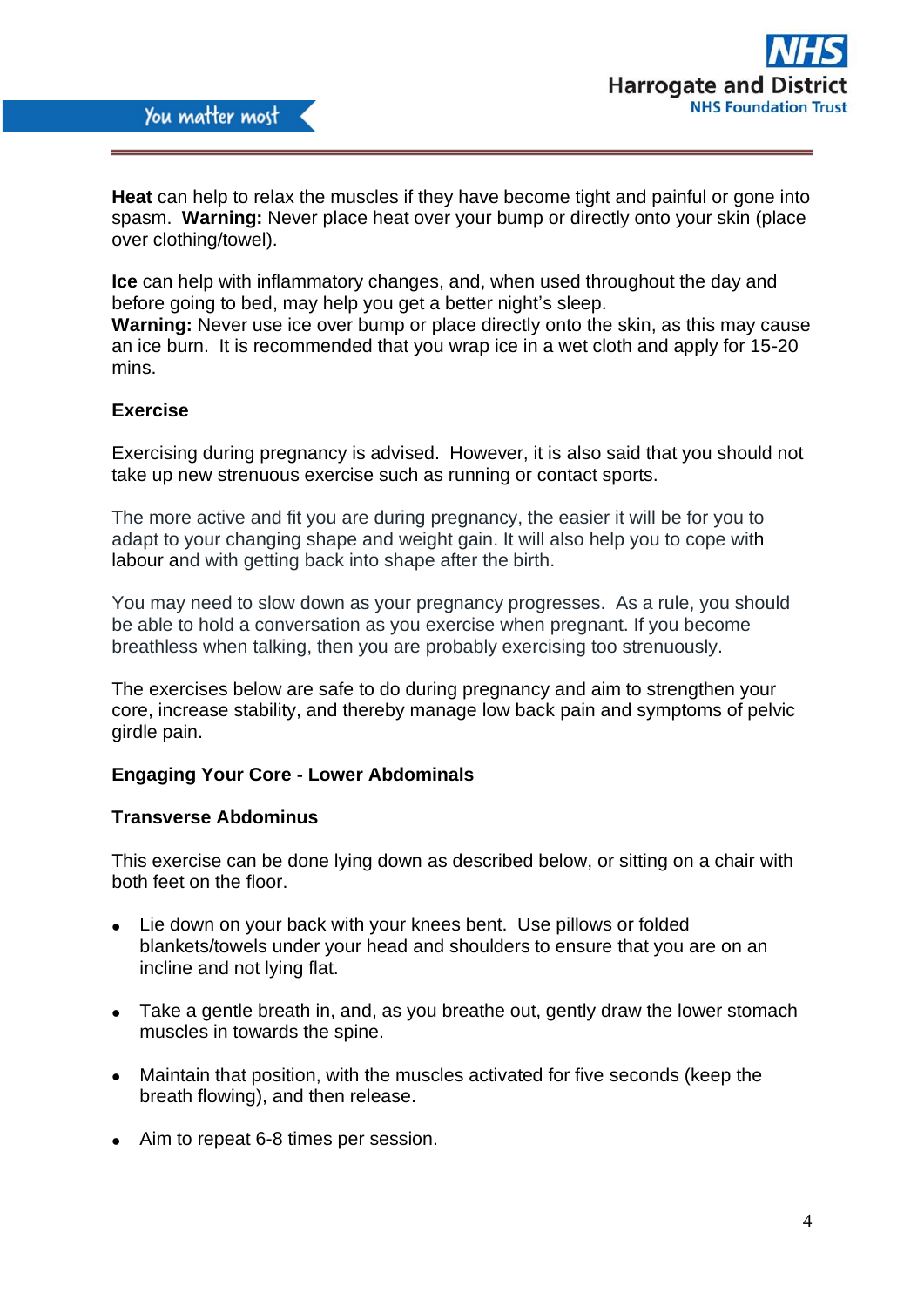**Heat** can help to relax the muscles if they have become tight and painful or gone into spasm. **Warning:** Never place heat over your bump or directly onto your skin (place over clothing/towel).

**Ice** can help with inflammatory changes, and, when used throughout the day and before going to bed, may help you get a better night's sleep.
**Warning:** Never use ice over bump or place directly onto the skin, as this may cause an ice burn. It is recommended that you wrap ice in a wet cloth and apply for 15-20 mins.

**Exercise**

Exercising during pregnancy is advised. However, it is also said that you should not take up new strenuous exercise such as running or contact sports.

The more active and fit you are during pregnancy, the easier it will be for you to adapt to your changing shape and weight gain. It will also help you to cope with labour and with getting back into shape after the birth.

You may need to slow down as your pregnancy progresses. As a rule, you should be able to hold a conversation as you exercise when pregnant. If you become breathless when talking, then you are probably exercising too strenuously.

The exercises below are safe to do during pregnancy and aim to strengthen your core, increase stability, and thereby manage low back pain and symptoms of pelvic girdle pain.

**Engaging Your Core - Lower Abdominals**

**Transverse Abdominus**

This exercise can be done lying down as described below, or sitting on a chair with both feet on the floor.

- Lie down on your back with your knees bent. Use pillows or folded blankets/towels under your head and shoulders to ensure that you are on an incline and not lying flat.
- Take a gentle breath in, and, as you breathe out, gently draw the lower stomach muscles in towards the spine.
- Maintain that position, with the muscles activated for five seconds (keep the breath flowing), and then release.
- Aim to repeat 6-8 times per session.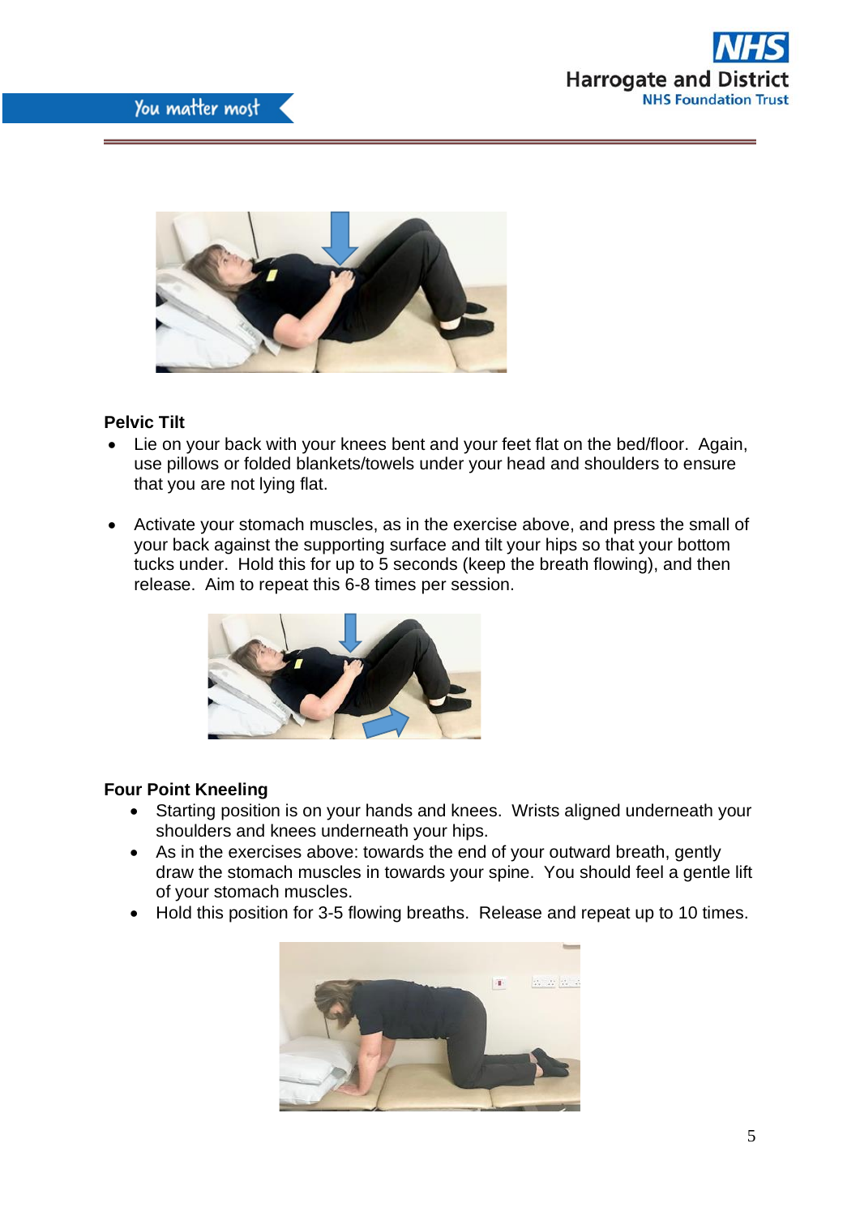**Pelvic Tilt**

- Lie on your back with your knees bent and your feet flat on the bed/floor. Again, use pillows or folded blankets/towels under your head and shoulders to ensure that you are not lying flat.

- Activate your stomach muscles, as in the exercise above, and press the small of your back against the supporting surface and tilt your hips so that your bottom tucks under. Hold this for up to 5 seconds (keep the breath flowing), and then release. Aim to repeat this 6-8 times per session.

**Four Point Kneeling**

- Starting position is on your hands and knees. Wrists aligned underneath your shoulders and knees underneath your hips.
- As in the exercises above: towards the end of your outward breath, gently draw the stomach muscles in towards your spine. You should feel a gentle lift of your stomach muscles.
- Hold this position for 3-5 flowing breaths. Release and repeat up to 10 times.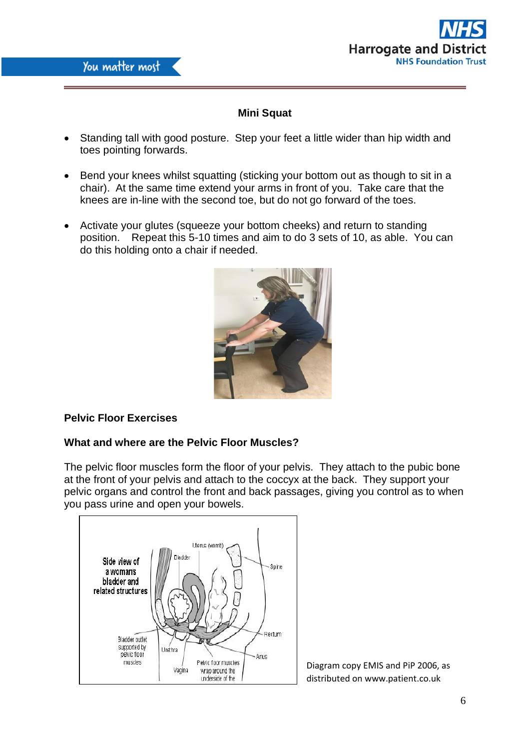**Mini Squat**

- Standing tall with good posture. Step your feet a little wider than hip width and toes pointing forwards.
- Bend your knees whilst squatting (sticking your bottom out as though to sit in a chair). At the same time extend your arms in front of you. Take care that the knees are in-line with the second toe, but do not go forward of the toes.
- Activate your glutes (squeeze your bottom cheeks) and return to standing position. Repeat this 5-10 times and aim to do 3 sets of 10, as able. You can do this holding onto a chair if needed.

**Pelvic Floor Exercises**

**What and where are the Pelvic Floor Muscles?**

The pelvic floor muscles form the floor of your pelvis. They attach to the pubic bone at the front of your pelvis and attach to the coccyx at the back. They support your pelvic organs and control the front and back passages, giving you control as to when you pass urine and open your bowels.

Diagram copy EMIS and PiP 2006, as distributed on www.patient.co.uk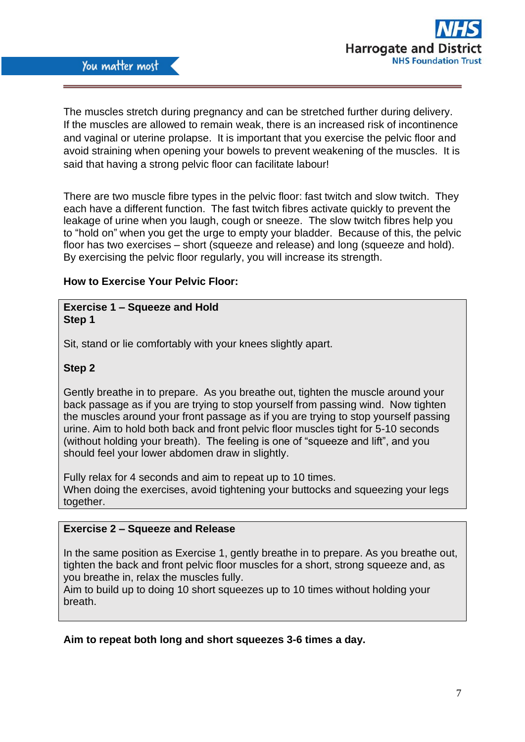The muscles stretch during pregnancy and can be stretched further during delivery. If the muscles are allowed to remain weak, there is an increased risk of incontinence and vaginal or uterine prolapse. It is important that you exercise the pelvic floor and avoid straining when opening your bowels to prevent weakening of the muscles. It is said that having a strong pelvic floor can facilitate labour!

There are two muscle fibre types in the pelvic floor: fast twitch and slow twitch. They each have a different function. The fast twitch fibres activate quickly to prevent the leakage of urine when you laugh, cough or sneeze. The slow twitch fibres help you to "hold on" when you get the urge to empty your bladder. Because of this, the pelvic floor has two exercises – short (squeeze and release) and long (squeeze and hold). By exercising the pelvic floor regularly, you will increase its strength.

**How to Exercise Your Pelvic Floor:**

**Exercise 1 – Squeeze and Hold**
**Step 1**

Sit, stand or lie comfortably with your knees slightly apart.

**Step 2**

Gently breathe in to prepare. As you breathe out, tighten the muscle around your back passage as if you are trying to stop yourself from passing wind. Now tighten the muscles around your front passage as if you are trying to stop yourself passing urine. Aim to hold both back and front pelvic floor muscles tight for 5-10 seconds (without holding your breath). The feeling is one of "squeeze and lift", and you should feel your lower abdomen draw in slightly.

Fully relax for 4 seconds and aim to repeat up to 10 times.
When doing the exercises, avoid tightening your buttocks and squeezing your legs together.

**Exercise 2 – Squeeze and Release**

In the same position as Exercise 1, gently breathe in to prepare. As you breathe out, tighten the back and front pelvic floor muscles for a short, strong squeeze and, as you breathe in, relax the muscles fully.
Aim to build up to doing 10 short squeezes up to 10 times without holding your breath.

**Aim to repeat both long and short squeezes 3-6 times a day.**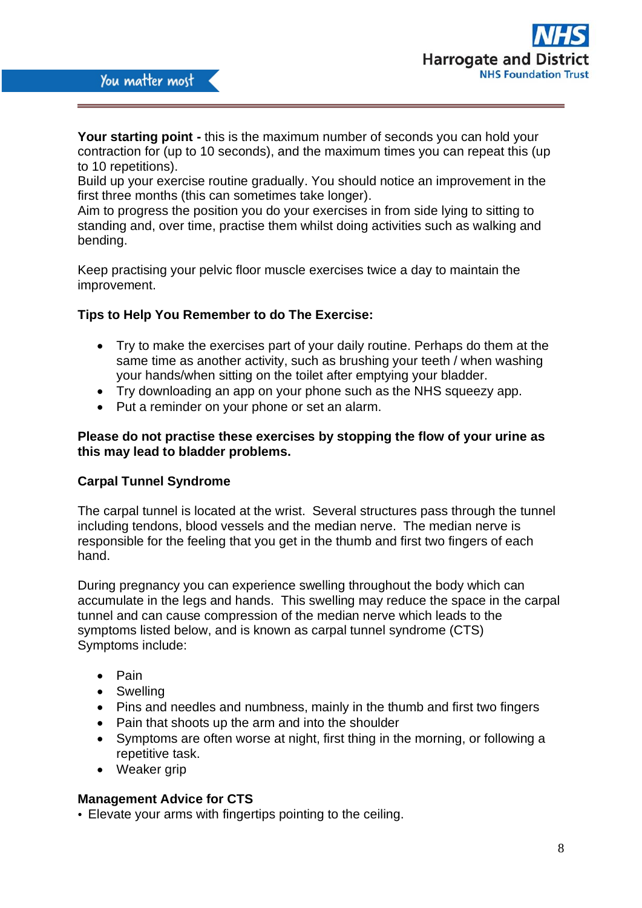**Your starting point -** this is the maximum number of seconds you can hold your contraction for (up to 10 seconds), and the maximum times you can repeat this (up to 10 repetitions).
Build up your exercise routine gradually. You should notice an improvement in the first three months (this can sometimes take longer).
Aim to progress the position you do your exercises in from side lying to sitting to standing and, over time, practise them whilst doing activities such as walking and bending.

Keep practising your pelvic floor muscle exercises twice a day to maintain the improvement.

**Tips to Help You Remember to do The Exercise:**

- Try to make the exercises part of your daily routine. Perhaps do them at the same time as another activity, such as brushing your teeth / when washing your hands/when sitting on the toilet after emptying your bladder.
- Try downloading an app on your phone such as the NHS squeezy app.
- Put a reminder on your phone or set an alarm.

**Please do not practise these exercises by stopping the flow of your urine as this may lead to bladder problems.**

**Carpal Tunnel Syndrome**

The carpal tunnel is located at the wrist. Several structures pass through the tunnel including tendons, blood vessels and the median nerve. The median nerve is responsible for the feeling that you get in the thumb and first two fingers of each hand.

During pregnancy you can experience swelling throughout the body which can accumulate in the legs and hands. This swelling may reduce the space in the carpal tunnel and can cause compression of the median nerve which leads to the symptoms listed below, and is known as carpal tunnel syndrome (CTS)
Symptoms include:

- Pain
- Swelling
- Pins and needles and numbness, mainly in the thumb and first two fingers
- Pain that shoots up the arm and into the shoulder
- Symptoms are often worse at night, first thing in the morning, or following a repetitive task.
- Weaker grip

**Management Advice for CTS**

- Elevate your arms with fingertips pointing to the ceiling.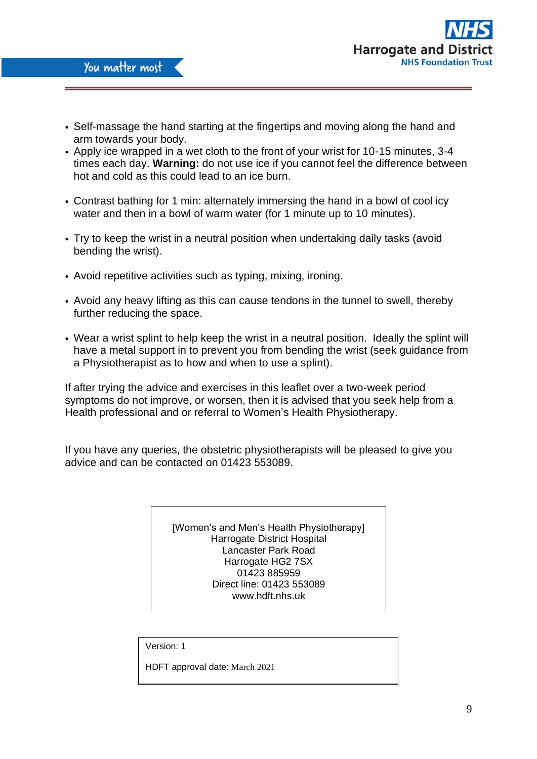- Self-massage the hand starting at the fingertips and moving along the hand and arm towards your body.
- Apply ice wrapped in a wet cloth to the front of your wrist for 10-15 minutes, 3-4 times each day. **Warning:** do not use ice if you cannot feel the difference between hot and cold as this could lead to an ice burn.

- Contrast bathing for 1 min: alternately immersing the hand in a bowl of cool icy water and then in a bowl of warm water (for 1 minute up to 10 minutes).

- Try to keep the wrist in a neutral position when undertaking daily tasks (avoid bending the wrist).

- Avoid repetitive activities such as typing, mixing, ironing.

- Avoid any heavy lifting as this can cause tendons in the tunnel to swell, thereby further reducing the space.

- Wear a wrist splint to help keep the wrist in a neutral position. Ideally the splint will have a metal support in to prevent you from bending the wrist (seek guidance from a Physiotherapist as to how and when to use a splint).

If after trying the advice and exercises in this leaflet over a two-week period symptoms do not improve, or worsen, then it is advised that you seek help from a Health professional and or referral to Women's Health Physiotherapy.

If you have any queries, the obstetric physiotherapists will be pleased to give you advice and can be contacted on 01423 553089.

[Women's and Men's Health Physiotherapy]
Harrogate District Hospital
Lancaster Park Road
Harrogate HG2 7SX
01423 885959
Direct line: 01423 553089
www.hdft.nhs.uk

Version: 1

HDFT approval date: March 2021